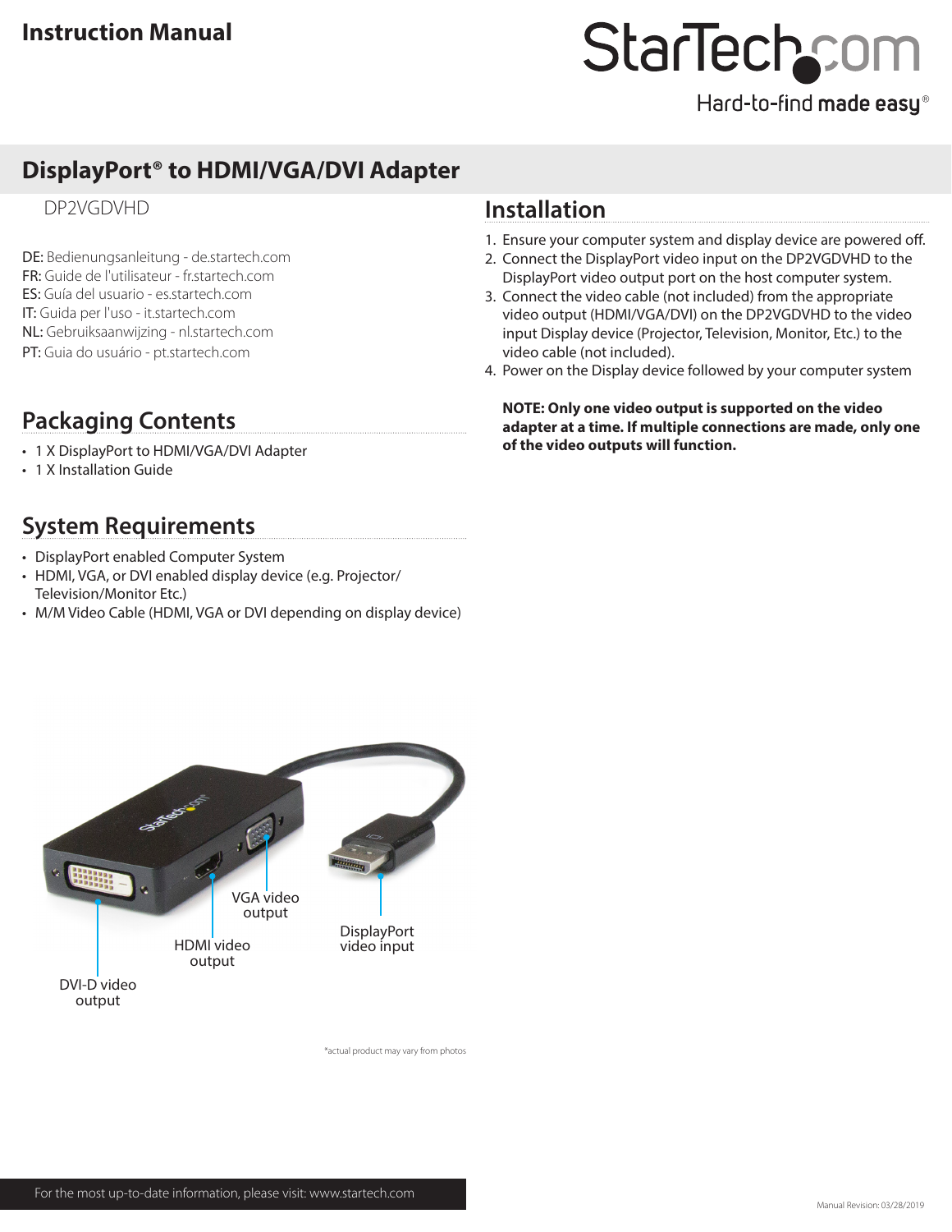# Instruction Manual

## DisplayPort® to HDMI/VGA/DVI Adapter

DP2VGDVHD

DE: Bedienungsanleitung - de.startech.com
FR: Guide de l'utilisateur - fr.startech.com
ES: Guía del usuario - es.startech.com
IT: Guida per l'uso - it.startech.com
NL: Gebruiksaanwijzing - nl.startech.com
PT: Guia do usuário - pt.startech.com

## Packaging Contents

- 1 X DisplayPort to HDMI/VGA/DVI Adapter
- 1 X Installation Guide

## System Requirements

- DisplayPort enabled Computer System
- HDMI, VGA, or DVI enabled display device (e.g. Projector/Television/Monitor Etc.)
- M/M Video Cable (HDMI, VGA or DVI depending on display device)

VGA video output

HDMI video output

DisplayPort video input

DVI-D video output

*actual product may vary from photos

## Installation

1. Ensure your computer system and display device are powered off.
2. Connect the DisplayPort video input on the DP2VGDVHD to the DisplayPort video output port on the host computer system.
3. Connect the video cable (not included) from the appropriate video output (HDMI/VGA/DVI) on the DP2VGDVHD to the video input Display device (Projector, Television, Monitor, Etc.) to the video cable (not included).
4. Power on the Display device followed by your computer system

**NOTE: Only one video output is supported on the video adapter at a time. If multiple connections are made, only one of the video outputs will function.**

For the most up-to-date information, please visit: www.startech.com

Manual Revision: 03/28/2019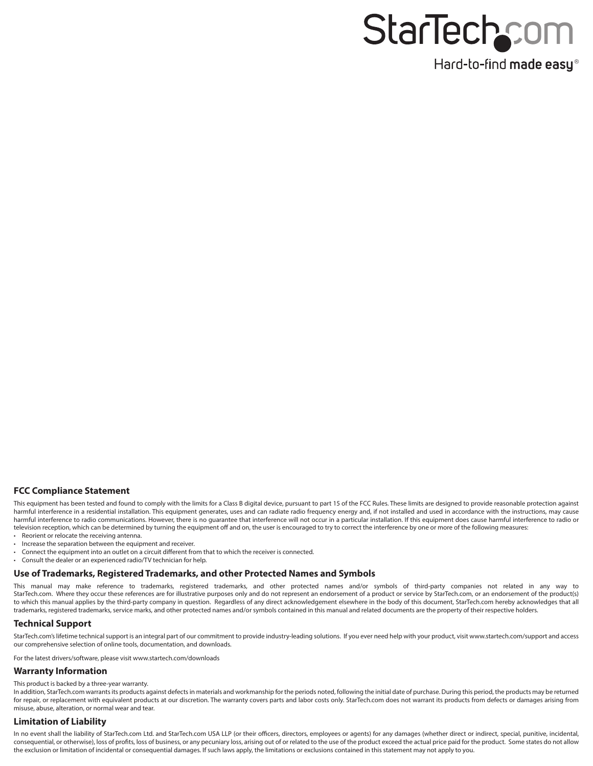StarTech.com

Hard-to-find **made easy**®

## FCC Compliance Statement

This equipment has been tested and found to comply with the limits for a Class B digital device, pursuant to part 15 of the FCC Rules. These limits are designed to provide reasonable protection against harmful interference in a residential installation. This equipment generates, uses and can radiate radio frequency energy and, if not installed and used in accordance with the instructions, may cause harmful interference to radio communications. However, there is no guarantee that interference will not occur in a particular installation. If this equipment does cause harmful interference to radio or television reception, which can be determined by turning the equipment off and on, the user is encouraged to try to correct the interference by one or more of the following measures:

- Reorient or relocate the receiving antenna.
- Increase the separation between the equipment and receiver.
- Connect the equipment into an outlet on a circuit different from that to which the receiver is connected.
- Consult the dealer or an experienced radio/TV technician for help.

## Use of Trademarks, Registered Trademarks, and other Protected Names and Symbols

This manual may make reference to trademarks, registered trademarks, and other protected names and/or symbols of third-party companies not related in any way to StarTech.com. Where they occur these references are for illustrative purposes only and do not represent an endorsement of a product or service by StarTech.com, or an endorsement of the product(s) to which this manual applies by the third-party company in question. Regardless of any direct acknowledgement elsewhere in the body of this document, StarTech.com hereby acknowledges that all trademarks, registered trademarks, service marks, and other protected names and/or symbols contained in this manual and related documents are the property of their respective holders.

## Technical Support

StarTech.com's lifetime technical support is an integral part of our commitment to provide industry-leading solutions. If you ever need help with your product, visit www.startech.com/support and access our comprehensive selection of online tools, documentation, and downloads.

For the latest drivers/software, please visit www.startech.com/downloads

## Warranty Information

This product is backed by a three-year warranty.

In addition, StarTech.com warrants its products against defects in materials and workmanship for the periods noted, following the initial date of purchase. During this period, the products may be returned for repair, or replacement with equivalent products at our discretion. The warranty covers parts and labor costs only. StarTech.com does not warrant its products from defects or damages arising from misuse, abuse, alteration, or normal wear and tear.

## Limitation of Liability

In no event shall the liability of StarTech.com Ltd. and StarTech.com USA LLP (or their officers, directors, employees or agents) for any damages (whether direct or indirect, special, punitive, incidental, consequential, or otherwise), loss of profits, loss of business, or any pecuniary loss, arising out of or related to the use of the product exceed the actual price paid for the product. Some states do not allow the exclusion or limitation of incidental or consequential damages. If such laws apply, the limitations or exclusions contained in this statement may not apply to you.